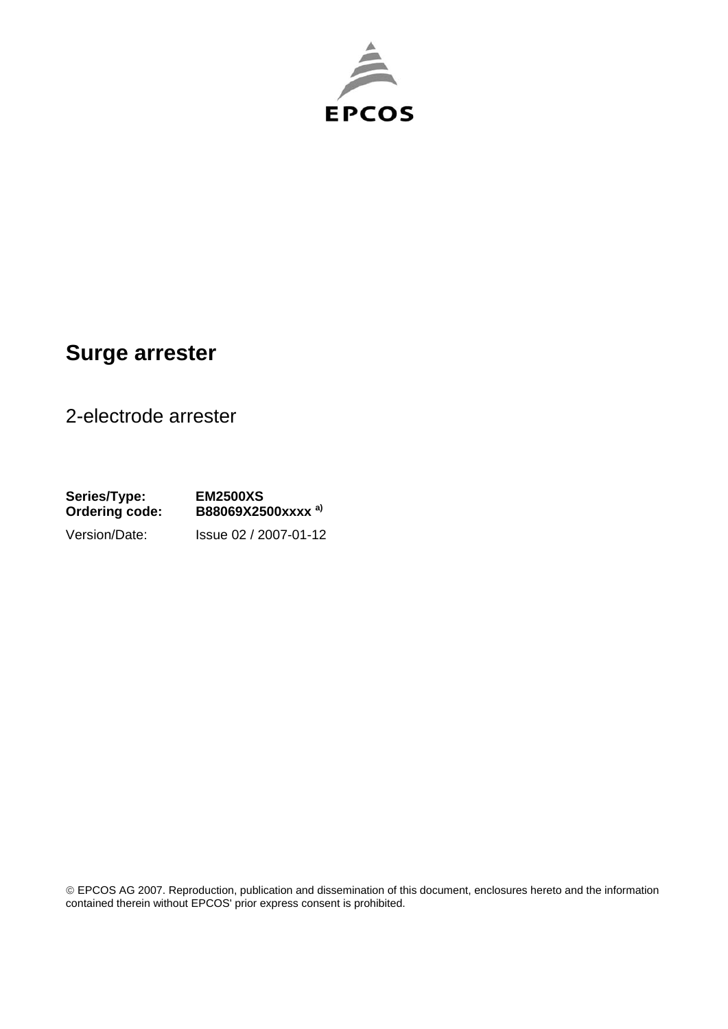EPCOS

# Surge arrester

2-electrode arrester

**Series/Type:** **EM2500XS**
**Ordering code:** **B88069X2500xxxx [a)]**

Version/Date: Issue 02 / 2007-01-12

© EPCOS AG 2007. Reproduction, publication and dissemination of this document, enclosures hereto and the information contained therein without EPCOS' prior express consent is prohibited.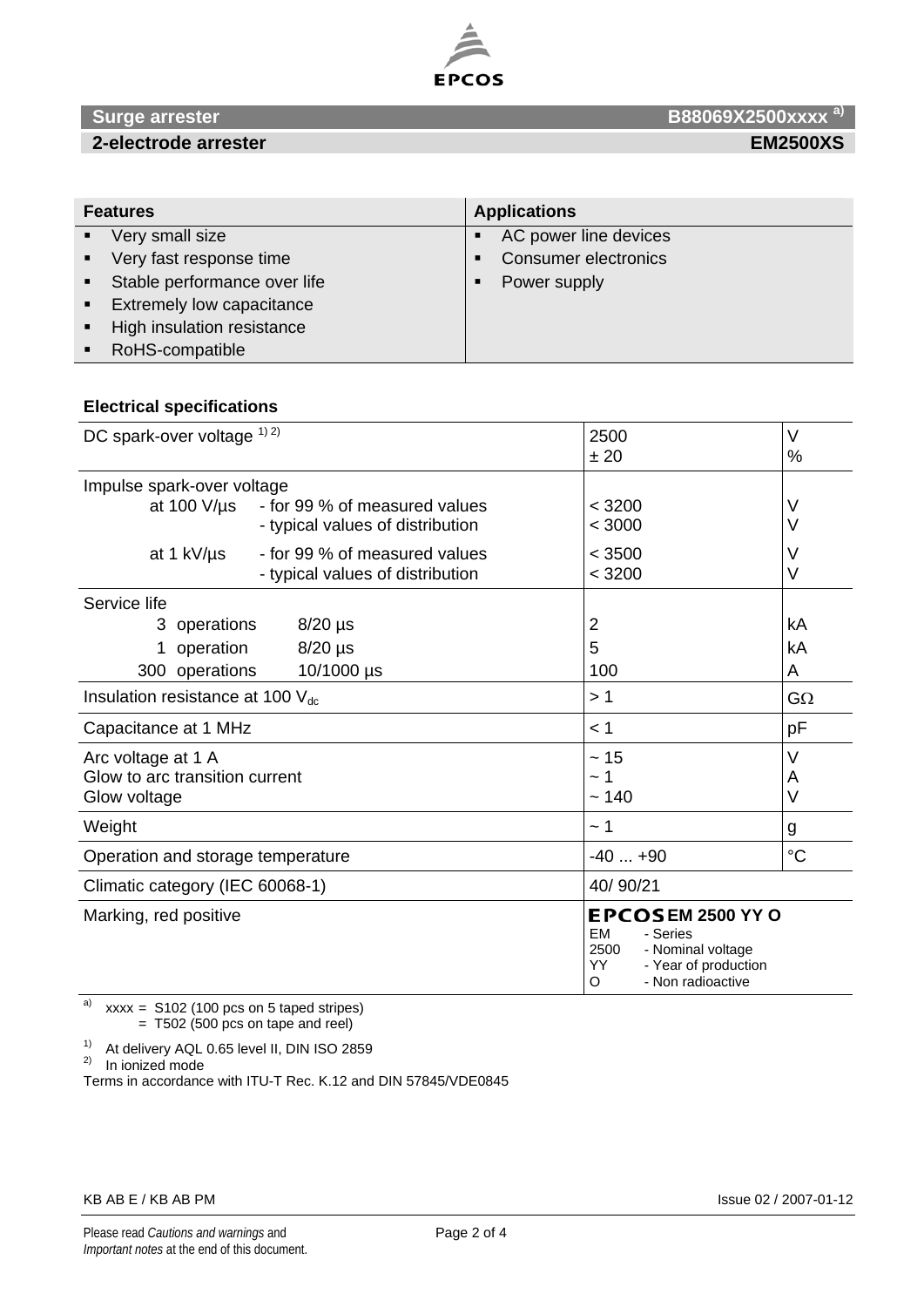**Surge arrester** **B88069X2500xxxx** [a)]

**2-electrode arrester** **EM2500XS**

| Features | Applications |
|---|---|
| ▪ Very small size | ▪ AC power line devices |
| ▪ Very fast response time | ▪ Consumer electronics |
| ▪ Stable performance over life | ▪ Power supply |
| ▪ Extremely low capacitance | |
| ▪ High insulation resistance | |
| ▪ RoHS-compatible | |

**Electrical specifications**

| | | |
|---|---|---|
| DC spark-over voltage [1) 2)] | 2500<br>± 20 | V<br>% |
| Impulse spark-over voltage<br>at 100 V/µs - for 99 % of measured values<br>- typical values of distribution<br>at 1 kV/µs - for 99 % of measured values<br>- typical values of distribution | <br>< 3200<br>< 3000<br>< 3500<br>< 3200 | <br>V<br>V<br>V<br>V |
| Service life<br>3 operations 8/20 µs<br>1 operation 8/20 µs<br>300 operations 10/1000 µs | <br>2<br>5<br>100 | <br>kA<br>kA<br>A |
| Insulation resistance at 100 $V_{dc}$ | > 1 | GΩ |
| Capacitance at 1 MHz | < 1 | pF |
| Arc voltage at 1 A<br>Glow to arc transition current<br>Glow voltage | ~ 15<br>~ 1<br>~ 140 | V<br>A<br>V |
| Weight | ~ 1 | g |
| Operation and storage temperature | -40 ... +90 | °C |
| Climatic category (IEC 60068-1) | 40/ 90/21 | |
| Marking, red positive | **EPCOS EM 2500 YY O**<br>EM - Series<br>2500 - Nominal voltage<br>YY - Year of production<br>O - Non radioactive | |

a) xxxx = S102 (100 pcs on 5 taped stripes)
= T502 (500 pcs on tape and reel)

1) At delivery AQL 0.65 level II, DIN ISO 2859
2) In ionized mode

Terms in accordance with ITU-T Rec. K.12 and DIN 57845/VDE0845

KB AB E / KB AB PM

Issue 02 / 2007-01-12

Please read *Cautions and warnings* and *Important notes* at the end of this document.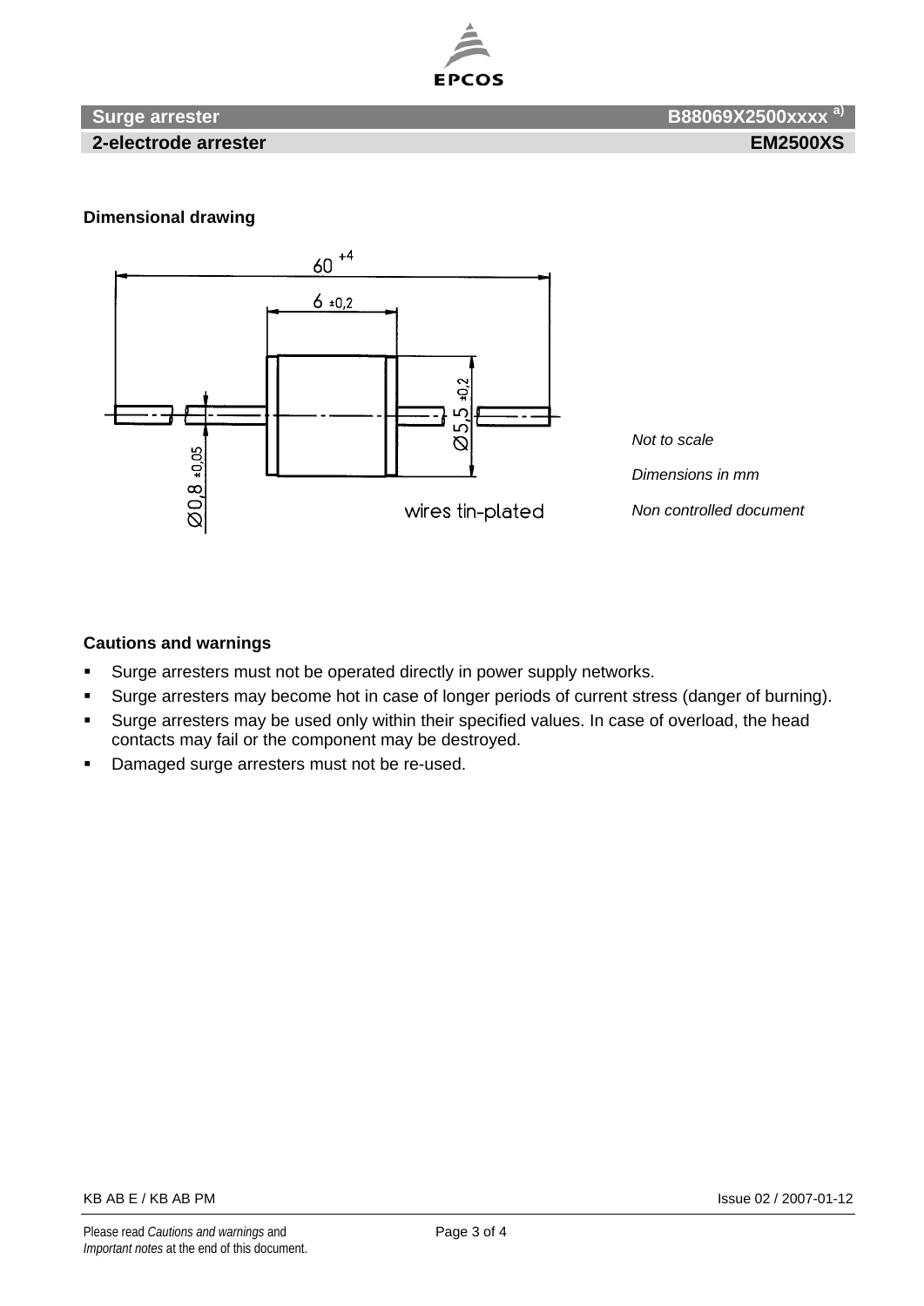**Surge arrester** **B88069X2500xxxx** [a)]

**2-electrode arrester** **EM2500XS**

### Dimensional drawing

60 +4

6 ±0,2

Ø5,5 ±0,2

Ø0,8 ±0,05

wires tin-plated

*Not to scale*

*Dimensions in mm*

*Non controlled document*

### Cautions and warnings

- Surge arresters must not be operated directly in power supply networks.
- Surge arresters may become hot in case of longer periods of current stress (danger of burning).
- Surge arresters may be used only within their specified values. In case of overload, the head contacts may fail or the component may be destroyed.
- Damaged surge arresters must not be re-used.

KB AB E / KB AB PM

Issue 02 / 2007-01-12

Please read *Cautions and warnings* and *Important notes* at the end of this document.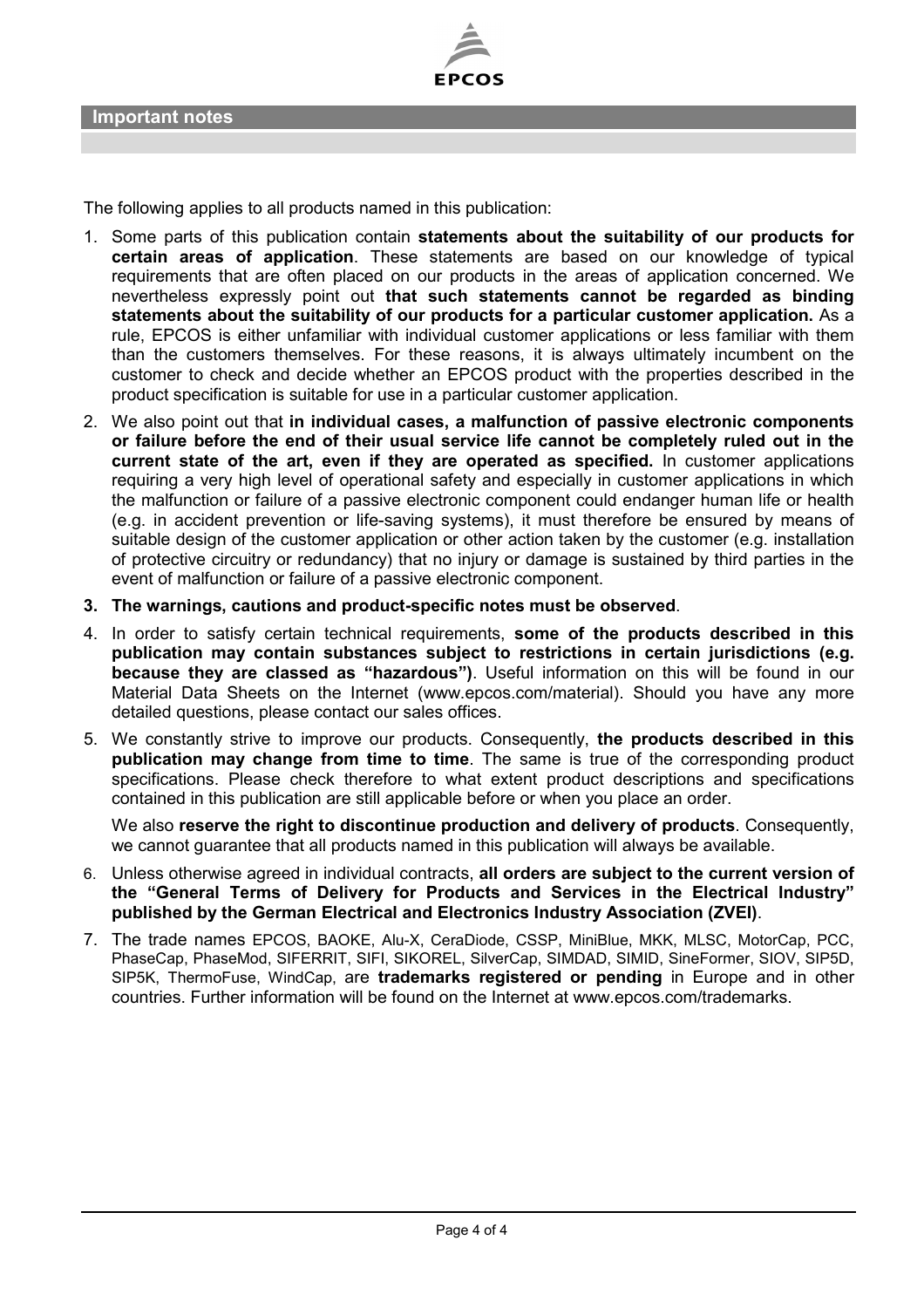## Important notes

The following applies to all products named in this publication:

1. Some parts of this publication contain **statements about the suitability of our products for certain areas of application**. These statements are based on our knowledge of typical requirements that are often placed on our products in the areas of application concerned. We nevertheless expressly point out **that such statements cannot be regarded as binding statements about the suitability of our products for a particular customer application.** As a rule, EPCOS is either unfamiliar with individual customer applications or less familiar with them than the customers themselves. For these reasons, it is always ultimately incumbent on the customer to check and decide whether an EPCOS product with the properties described in the product specification is suitable for use in a particular customer application.
2. We also point out that **in individual cases, a malfunction of passive electronic components or failure before the end of their usual service life cannot be completely ruled out in the current state of the art, even if they are operated as specified.** In customer applications requiring a very high level of operational safety and especially in customer applications in which the malfunction or failure of a passive electronic component could endanger human life or health (e.g. in accident prevention or life-saving systems), it must therefore be ensured by means of suitable design of the customer application or other action taken by the customer (e.g. installation of protective circuitry or redundancy) that no injury or damage is sustained by third parties in the event of malfunction or failure of a passive electronic component.
3. **The warnings, cautions and product-specific notes must be observed**.
4. In order to satisfy certain technical requirements, **some of the products described in this publication may contain substances subject to restrictions in certain jurisdictions (e.g. because they are classed as "hazardous")**. Useful information on this will be found in our Material Data Sheets on the Internet (www.epcos.com/material). Should you have any more detailed questions, please contact our sales offices.
5. We constantly strive to improve our products. Consequently, **the products described in this publication may change from time to time**. The same is true of the corresponding product specifications. Please check therefore to what extent product descriptions and specifications contained in this publication are still applicable before or when you place an order.

   We also **reserve the right to discontinue production and delivery of products**. Consequently, we cannot guarantee that all products named in this publication will always be available.
6. Unless otherwise agreed in individual contracts, **all orders are subject to the current version of the "General Terms of Delivery for Products and Services in the Electrical Industry" published by the German Electrical and Electronics Industry Association (ZVEI)**.
7. The trade names EPCOS, BAOKE, Alu-X, CeraDiode, CSSP, MiniBlue, MKK, MLSC, MotorCap, PCC, PhaseCap, PhaseMod, SIFERRIT, SIFI, SIKOREL, SilverCap, SIMDAD, SIMID, SineFormer, SIOV, SIP5D, SIP5K, ThermoFuse, WindCap, are **trademarks registered or pending** in Europe and in other countries. Further information will be found on the Internet at www.epcos.com/trademarks.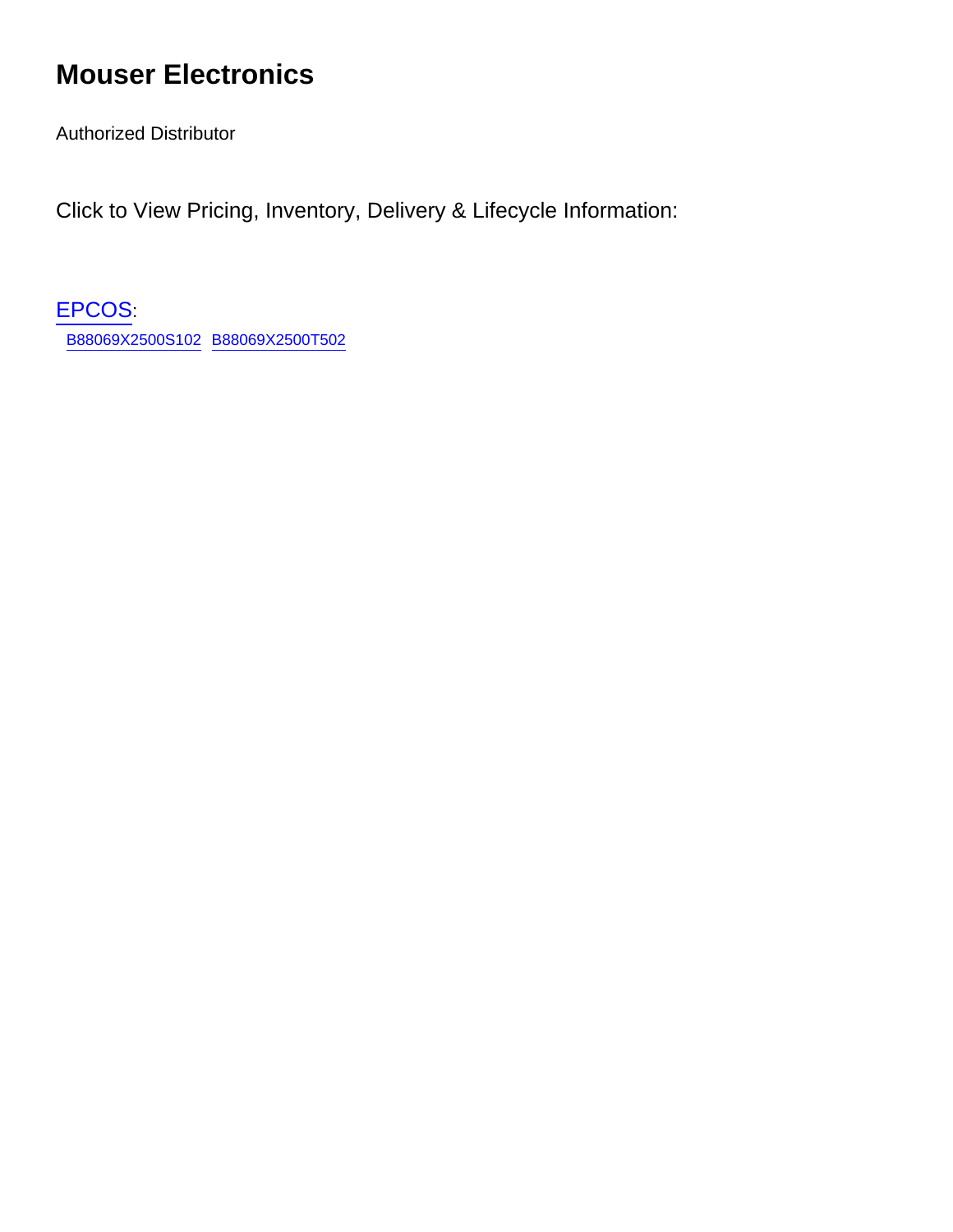# Mouser Electronics

Authorized Distributor

Click to View Pricing, Inventory, Delivery & Lifecycle Information:

EPCOS:

B88069X2500S102 B88069X2500T502